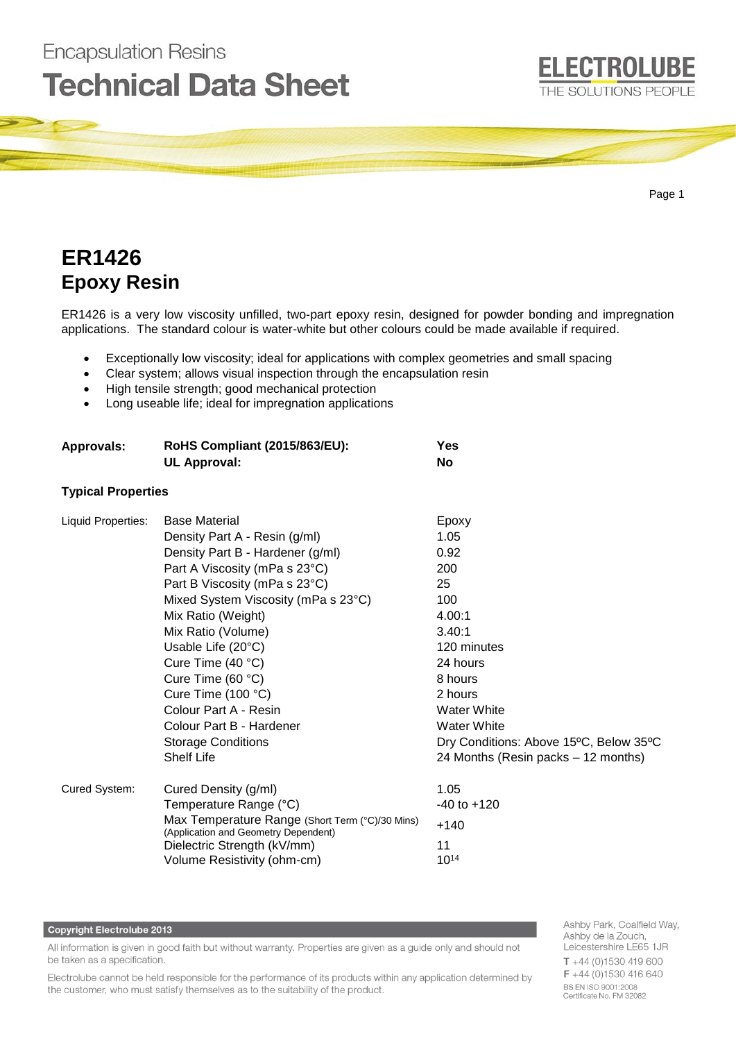Encapsulation Resins

# Technical Data Sheet

# ER1426
## Epoxy Resin

ER1426 is a very low viscosity unfilled, two-part epoxy resin, designed for powder bonding and impregnation applications. The standard colour is water-white but other colours could be made available if required.

- Exceptionally low viscosity; ideal for applications with complex geometries and small spacing
- Clear system; allows visual inspection through the encapsulation resin
- High tensile strength; good mechanical protection
- Long useable life; ideal for impregnation applications

| **Approvals:** | **RoHS Compliant (2015/863/EU):** | **Yes** |
|---|---|---|
| | **UL Approval:** | **No** |

### Typical Properties

| | | |
|---|---|---|
| Liquid Properties: | Base Material | Epoxy |
| | Density Part A - Resin (g/ml) | 1.05 |
| | Density Part B - Hardener (g/ml) | 0.92 |
| | Part A Viscosity (mPa s 23°C) | 200 |
| | Part B Viscosity (mPa s 23°C) | 25 |
| | Mixed System Viscosity (mPa s 23°C) | 100 |
| | Mix Ratio (Weight) | 4.00:1 |
| | Mix Ratio (Volume) | 3.40:1 |
| | Usable Life (20°C) | 120 minutes |
| | Cure Time (40 °C) | 24 hours |
| | Cure Time (60 °C) | 8 hours |
| | Cure Time (100 °C) | 2 hours |
| | Colour Part A - Resin | Water White |
| | Colour Part B - Hardener | Water White |
| | Storage Conditions | Dry Conditions: Above 15ºC, Below 35ºC |
| | Shelf Life | 24 Months (Resin packs – 12 months) |
| Cured System: | Cured Density (g/ml) | 1.05 |
| | Temperature Range (°C) | -40 to +120 |
| | Max Temperature Range (Short Term (°C)/30 Mins) (Application and Geometry Dependent) | +140 |
| | Dielectric Strength (kV/mm) | 11 |
| | Volume Resistivity (ohm-cm) | $10^{14}$ |

**Copyright Electrolube 2013**

All information is given in good faith but without warranty. Properties are given as a guide only and should not be taken as a specification.

Electrolube cannot be held responsible for the performance of its products within any application determined by the customer, who must satisfy themselves as to the suitability of the product.

Ashby Park, Coalfield Way, Ashby de la Zouch, Leicestershire LE65 1JR
T +44 (0)1530 419 600
F +44 (0)1530 416 640
BS EN ISO 9001:2008
Certificate No. FM 32082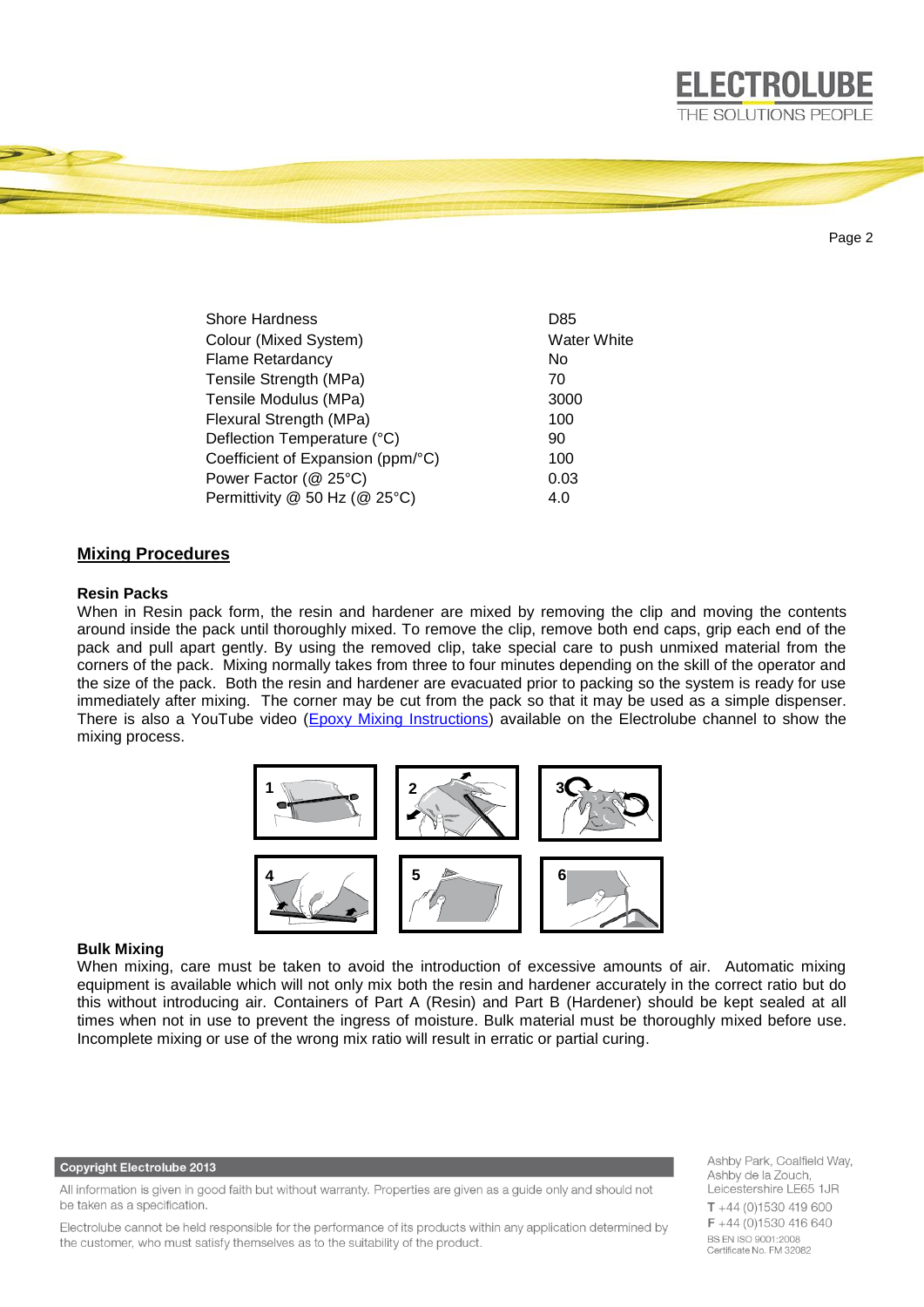| | |
|---|---|
| Shore Hardness | D85 |
| Colour (Mixed System) | Water White |
| Flame Retardancy | No |
| Tensile Strength (MPa) | 70 |
| Tensile Modulus (MPa) | 3000 |
| Flexural Strength (MPa) | 100 |
| Deflection Temperature (°C) | 90 |
| Coefficient of Expansion (ppm/°C) | 100 |
| Power Factor (@ 25°C) | 0.03 |
| Permittivity @ 50 Hz (@ 25°C) | 4.0 |

## Mixing Procedures

### Resin Packs

When in Resin pack form, the resin and hardener are mixed by removing the clip and moving the contents around inside the pack until thoroughly mixed. To remove the clip, remove both end caps, grip each end of the pack and pull apart gently. By using the removed clip, take special care to push unmixed material from the corners of the pack. Mixing normally takes from three to four minutes depending on the skill of the operator and the size of the pack. Both the resin and hardener are evacuated prior to packing so the system is ready for use immediately after mixing. The corner may be cut from the pack so that it may be used as a simple dispenser. There is also a YouTube video (Epoxy Mixing Instructions) available on the Electrolube channel to show the mixing process.

### Bulk Mixing

When mixing, care must be taken to avoid the introduction of excessive amounts of air. Automatic mixing equipment is available which will not only mix both the resin and hardener accurately in the correct ratio but do this without introducing air. Containers of Part A (Resin) and Part B (Hardener) should be kept sealed at all times when not in use to prevent the ingress of moisture. Bulk material must be thoroughly mixed before use. Incomplete mixing or use of the wrong mix ratio will result in erratic or partial curing.

**Copyright Electrolube 2013**

All information is given in good faith but without warranty. Properties are given as a guide only and should not be taken as a specification.

Electrolube cannot be held responsible for the performance of its products within any application determined by the customer, who must satisfy themselves as to the suitability of the product.

Ashby Park, Coalfield Way,
Ashby de la Zouch,
Leicestershire LE65 1JR
T +44 (0)1530 419 600
F +44 (0)1530 416 640
BS EN ISO 9001:2008
Certificate No. FM 32082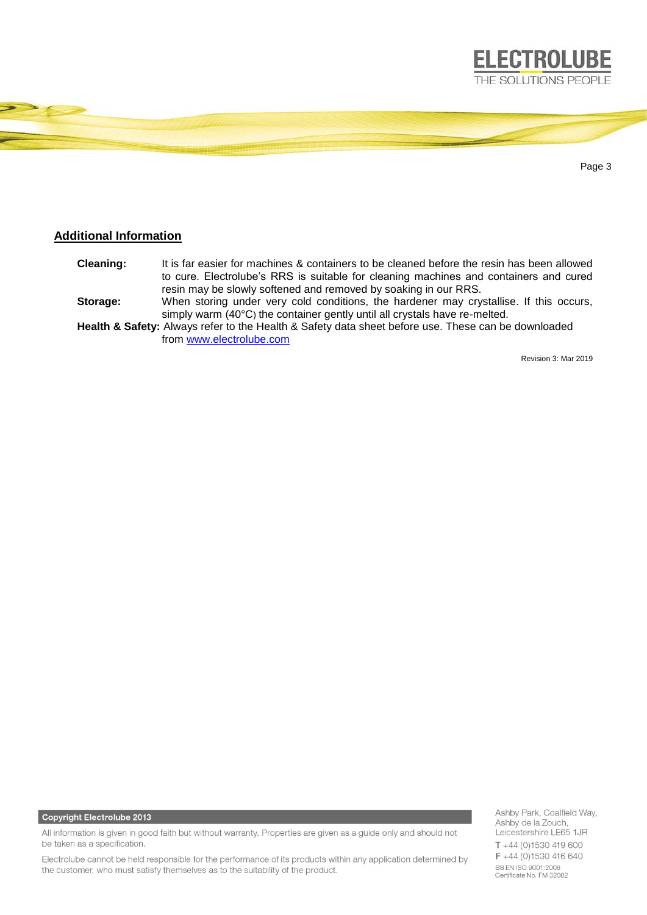## Additional Information

**Cleaning:** It is far easier for machines & containers to be cleaned before the resin has been allowed to cure. Electrolube's RRS is suitable for cleaning machines and containers and cured resin may be slowly softened and removed by soaking in our RRS.

**Storage:** When storing under very cold conditions, the hardener may crystallise. If this occurs, simply warm (40°C) the container gently until all crystals have re-melted.

**Health & Safety:** Always refer to the Health & Safety data sheet before use. These can be downloaded from www.electrolube.com

Revision 3: Mar 2019

**Copyright Electrolube 2013**

All information is given in good faith but without warranty. Properties are given as a guide only and should not be taken as a specification.

Electrolube cannot be held responsible for the performance of its products within any application determined by the customer, who must satisfy themselves as to the suitability of the product.

Ashby Park, Coalfield Way,
Ashby de la Zouch,
Leicestershire LE65 1JR
T +44 (0)1530 419 600
F +44 (0)1530 416 640
BS EN ISO 9001:2008
Certificate No. FM 32082